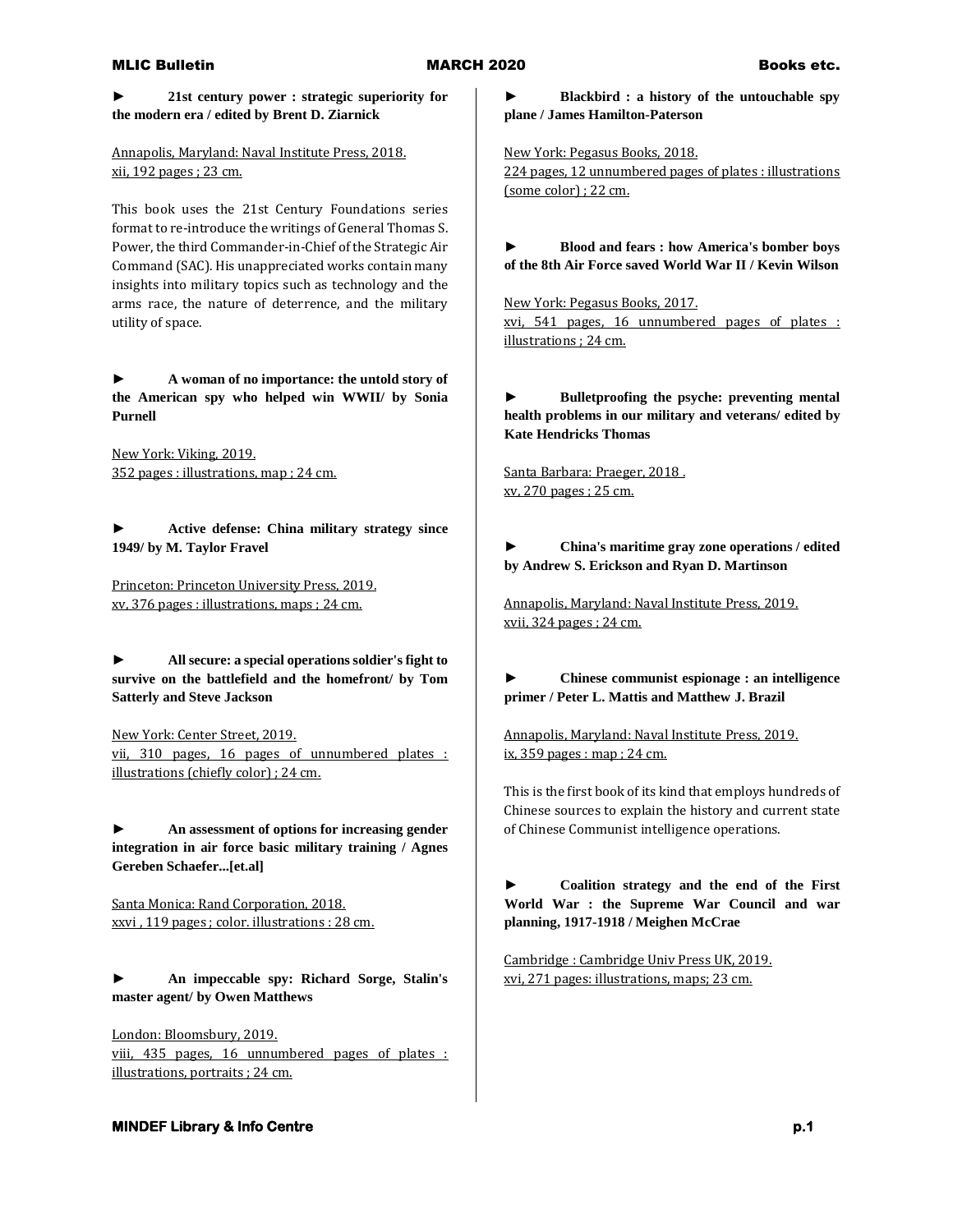► **21st century power : strategic superiority for the modern era / edited by Brent D. Ziarnick**

Annapolis, Maryland: Naval Institute Press, 2018.
xii, 192 pages ; 23 cm.

This book uses the 21st Century Foundations series format to re-introduce the writings of General Thomas S. Power, the third Commander-in-Chief of the Strategic Air Command (SAC). His unappreciated works contain many insights into military topics such as technology and the arms race, the nature of deterrence, and the military utility of space.

► **A woman of no importance: the untold story of the American spy who helped win WWII/ by Sonia Purnell**

New York: Viking, 2019.
352 pages : illustrations, map ; 24 cm.

► **Active defense: China military strategy since 1949/ by M. Taylor Fravel**

Princeton: Princeton University Press, 2019.
xv, 376 pages : illustrations, maps ; 24 cm.

► **All secure: a special operations soldier's fight to survive on the battlefield and the homefront/ by Tom Satterly and Steve Jackson**

New York: Center Street, 2019.
vii, 310 pages, 16 pages of unnumbered plates : illustrations (chiefly color) ; 24 cm.

► **An assessment of options for increasing gender integration in air force basic military training / Agnes Gereben Schaefer...[et.al]**

Santa Monica: Rand Corporation, 2018.
xxvi , 119 pages ; color. illustrations : 28 cm.

► **An impeccable spy: Richard Sorge, Stalin's master agent/ by Owen Matthews**

London: Bloomsbury, 2019.
viii, 435 pages, 16 unnumbered pages of plates : illustrations, portraits ; 24 cm.

► **Blackbird : a history of the untouchable spy plane / James Hamilton-Paterson**

New York: Pegasus Books, 2018.
224 pages, 12 unnumbered pages of plates : illustrations (some color) ; 22 cm.

► **Blood and fears : how America's bomber boys of the 8th Air Force saved World War II / Kevin Wilson**

New York: Pegasus Books, 2017.
xvi, 541 pages, 16 unnumbered pages of plates : illustrations ; 24 cm.

► **Bulletproofing the psyche: preventing mental health problems in our military and veterans/ edited by Kate Hendricks Thomas**

Santa Barbara: Praeger, 2018 .
xv, 270 pages ; 25 cm.

► **China's maritime gray zone operations / edited by Andrew S. Erickson and Ryan D. Martinson**

Annapolis, Maryland: Naval Institute Press, 2019.
xvii, 324 pages ; 24 cm.

► **Chinese communist espionage : an intelligence primer / Peter L. Mattis and Matthew J. Brazil**

Annapolis, Maryland: Naval Institute Press, 2019.
ix, 359 pages : map ; 24 cm.

This is the first book of its kind that employs hundreds of Chinese sources to explain the history and current state of Chinese Communist intelligence operations.

► **Coalition strategy and the end of the First World War : the Supreme War Council and war planning, 1917-1918 / Meighen McCrae**

Cambridge : Cambridge Univ Press UK, 2019.
xvi, 271 pages: illustrations, maps; 23 cm.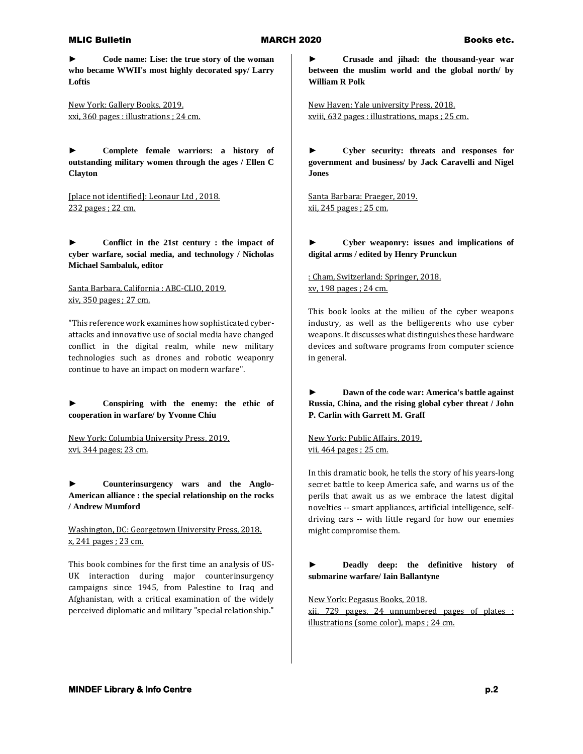► **Code name: Lise: the true story of the woman who became WWII's most highly decorated spy/ Larry Loftis**

New York: Gallery Books, 2019.
xxi, 360 pages : illustrations ; 24 cm.

► **Complete female warriors: a history of outstanding military women through the ages / Ellen C Clayton**

[place not identified]: Leonaur Ltd , 2018.
232 pages ; 22 cm.

► **Conflict in the 21st century : the impact of cyber warfare, social media, and technology / Nicholas Michael Sambaluk, editor**

Santa Barbara, California : ABC-CLIO, 2019.
xiv, 350 pages ; 27 cm.

"This reference work examines how sophisticated cyber-attacks and innovative use of social media have changed conflict in the digital realm, while new military technologies such as drones and robotic weaponry continue to have an impact on modern warfare".

► **Conspiring with the enemy: the ethic of cooperation in warfare/ by Yvonne Chiu**

New York: Columbia University Press, 2019.
xvi, 344 pages; 23 cm.

► **Counterinsurgency wars and the Anglo-American alliance : the special relationship on the rocks / Andrew Mumford**

Washington, DC: Georgetown University Press, 2018.
x, 241 pages ; 23 cm.

This book combines for the first time an analysis of US-UK interaction during major counterinsurgency campaigns since 1945, from Palestine to Iraq and Afghanistan, with a critical examination of the widely perceived diplomatic and military "special relationship."

► **Crusade and jihad: the thousand-year war between the muslim world and the global north/ by William R Polk**

New Haven: Yale university Press, 2018.
xviii, 632 pages : illustrations, maps ; 25 cm.

► **Cyber security: threats and responses for government and business/ by Jack Caravelli and Nigel Jones**

Santa Barbara: Praeger, 2019.
xii, 245 pages ; 25 cm.

► **Cyber weaponry: issues and implications of digital arms / edited by Henry Prunckun**

: Cham, Switzerland: Springer, 2018.
xv, 198 pages ; 24 cm.

This book looks at the milieu of the cyber weapons industry, as well as the belligerents who use cyber weapons. It discusses what distinguishes these hardware devices and software programs from computer science in general.

► **Dawn of the code war: America's battle against Russia, China, and the rising global cyber threat / John P. Carlin with Garrett M. Graff**

New York: Public Affairs, 2019.
vii, 464 pages ; 25 cm.

In this dramatic book, he tells the story of his years-long secret battle to keep America safe, and warns us of the perils that await us as we embrace the latest digital novelties -- smart appliances, artificial intelligence, self-driving cars -- with little regard for how our enemies might compromise them.

► **Deadly deep: the definitive history of submarine warfare/ Iain Ballantyne**

New York: Pegasus Books, 2018.
xii, 729 pages, 24 unnumbered pages of plates : illustrations (some color), maps ; 24 cm.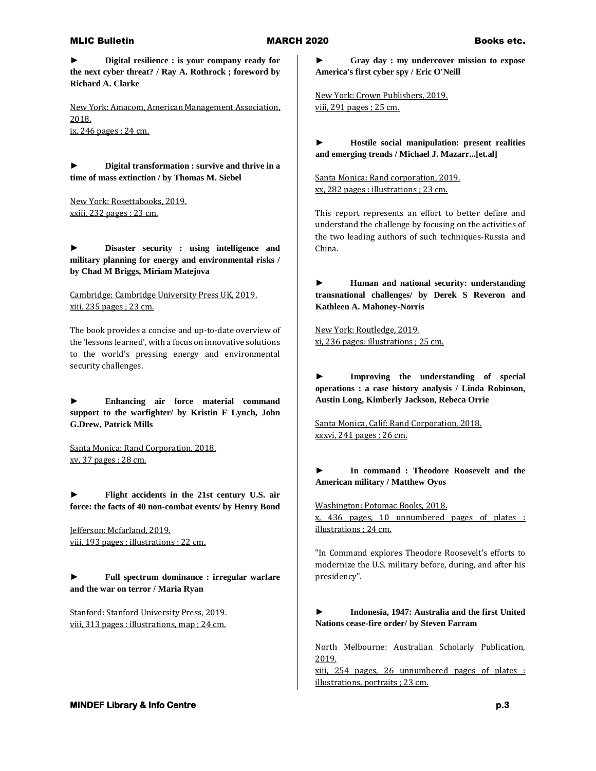► **Digital resilience : is your company ready for the next cyber threat? / Ray A. Rothrock ; foreword by Richard A. Clarke**

New York: Amacom, American Management Association, 2018.
ix, 246 pages ; 24 cm.

► **Digital transformation : survive and thrive in a time of mass extinction / by Thomas M. Siebel**

New York: Rosettabooks, 2019.
xxiii, 232 pages ; 23 cm.

► **Disaster security : using intelligence and military planning for energy and environmental risks / by Chad M Briggs, Miriam Matejova**

Cambridge: Cambridge University Press UK, 2019.
xiii, 235 pages ; 23 cm.

The book provides a concise and up-to-date overview of the 'lessons learned', with a focus on innovative solutions to the world's pressing energy and environmental security challenges.

► **Enhancing air force material command support to the warfighter/ by Kristin F Lynch, John G.Drew, Patrick Mills**

Santa Monica: Rand Corporation, 2018.
xv, 37 pages ; 28 cm.

► **Flight accidents in the 21st century U.S. air force: the facts of 40 non-combat events/ by Henry Bond**

Jefferson: Mcfarland, 2019.
viii, 193 pages : illustrations ; 22 cm.

► **Full spectrum dominance : irregular warfare and the war on terror / Maria Ryan**

Stanford: Stanford University Press, 2019.
viii, 313 pages : illustrations, map ; 24 cm.

► **Gray day : my undercover mission to expose America's first cyber spy / Eric O'Neill**

New York: Crown Publishers, 2019.
viii, 291 pages ; 25 cm.

► **Hostile social manipulation: present realities and emerging trends / Michael J. Mazarr...[et.al]**

Santa Monica: Rand corporation, 2019.
xx, 282 pages : illustrations ; 23 cm.

This report represents an effort to better define and understand the challenge by focusing on the activities of the two leading authors of such techniques-Russia and China.

► **Human and national security: understanding transnational challenges/ by Derek S Reveron and Kathleen A. Mahoney-Norris**

New York: Routledge, 2019.
xi, 236 pages: illustrations ; 25 cm.

► **Improving the understanding of special operations : a case history analysis / Linda Robinson, Austin Long, Kimberly Jackson, Rebeca Orrie**

Santa Monica, Calif: Rand Corporation, 2018.
xxxvi, 241 pages ; 26 cm.

► **In command : Theodore Roosevelt and the American military / Matthew Oyos**

Washington: Potomac Books, 2018.
x, 436 pages, 10 unnumbered pages of plates : illustrations ; 24 cm.

"In Command explores Theodore Roosevelt's efforts to modernize the U.S. military before, during, and after his presidency".

► **Indonesia, 1947: Australia and the first United Nations cease-fire order/ by Steven Farram**

North Melbourne: Australian Scholarly Publication, 2019.
xiii, 254 pages, 26 unnumbered pages of plates : illustrations, portraits ; 23 cm.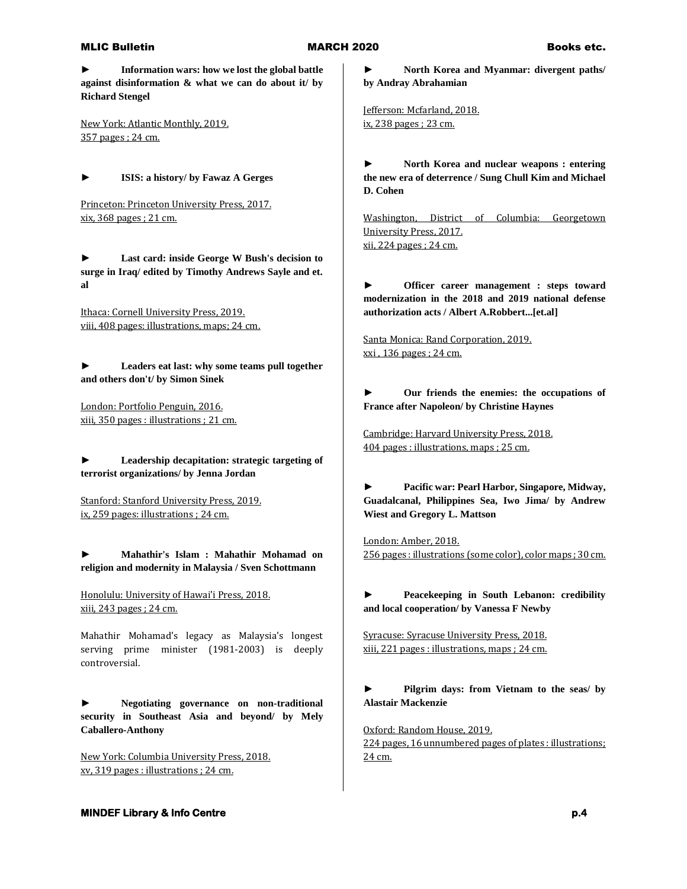► **Information wars: how we lost the global battle against disinformation & what we can do about it/ by Richard Stengel**

New York: Atlantic Monthly, 2019.
357 pages ; 24 cm.

► **ISIS: a history/ by Fawaz A Gerges**

Princeton: Princeton University Press, 2017.
xix, 368 pages ; 21 cm.

► **Last card: inside George W Bush's decision to surge in Iraq/ edited by Timothy Andrews Sayle and et. al**

Ithaca: Cornell University Press, 2019.
viii, 408 pages: illustrations, maps; 24 cm.

► **Leaders eat last: why some teams pull together and others don't/ by Simon Sinek**

London: Portfolio Penguin, 2016.
xiii, 350 pages : illustrations ; 21 cm.

► **Leadership decapitation: strategic targeting of terrorist organizations/ by Jenna Jordan**

Stanford: Stanford University Press, 2019.
ix, 259 pages: illustrations ; 24 cm.

► **Mahathir's Islam : Mahathir Mohamad on religion and modernity in Malaysia / Sven Schottmann**

Honolulu: University of Hawai'i Press, 2018.
xiii, 243 pages ; 24 cm.

Mahathir Mohamad's legacy as Malaysia's longest serving prime minister (1981-2003) is deeply controversial.

► **Negotiating governance on non-traditional security in Southeast Asia and beyond/ by Mely Caballero-Anthony**

New York: Columbia University Press, 2018.
xv, 319 pages : illustrations ; 24 cm.

► **North Korea and Myanmar: divergent paths/ by Andray Abrahamian**

Jefferson: Mcfarland, 2018.
ix, 238 pages ; 23 cm.

► **North Korea and nuclear weapons : entering the new era of deterrence / Sung Chull Kim and Michael D. Cohen**

Washington, District of Columbia: Georgetown University Press, 2017.
xii, 224 pages ; 24 cm.

► **Officer career management : steps toward modernization in the 2018 and 2019 national defense authorization acts / Albert A.Robbert...[et.al]**

Santa Monica: Rand Corporation, 2019.
xxi , 136 pages ; 24 cm.

► **Our friends the enemies: the occupations of France after Napoleon/ by Christine Haynes**

Cambridge: Harvard University Press, 2018.
404 pages : illustrations, maps ; 25 cm.

► **Pacific war: Pearl Harbor, Singapore, Midway, Guadalcanal, Philippines Sea, Iwo Jima/ by Andrew Wiest and Gregory L. Mattson**

London: Amber, 2018.
256 pages : illustrations (some color), color maps ; 30 cm.

► **Peacekeeping in South Lebanon: credibility and local cooperation/ by Vanessa F Newby**

Syracuse: Syracuse University Press, 2018.
xiii, 221 pages : illustrations, maps ; 24 cm.

► **Pilgrim days: from Vietnam to the seas/ by Alastair Mackenzie**

Oxford: Random House, 2019.
224 pages, 16 unnumbered pages of plates : illustrations; 24 cm.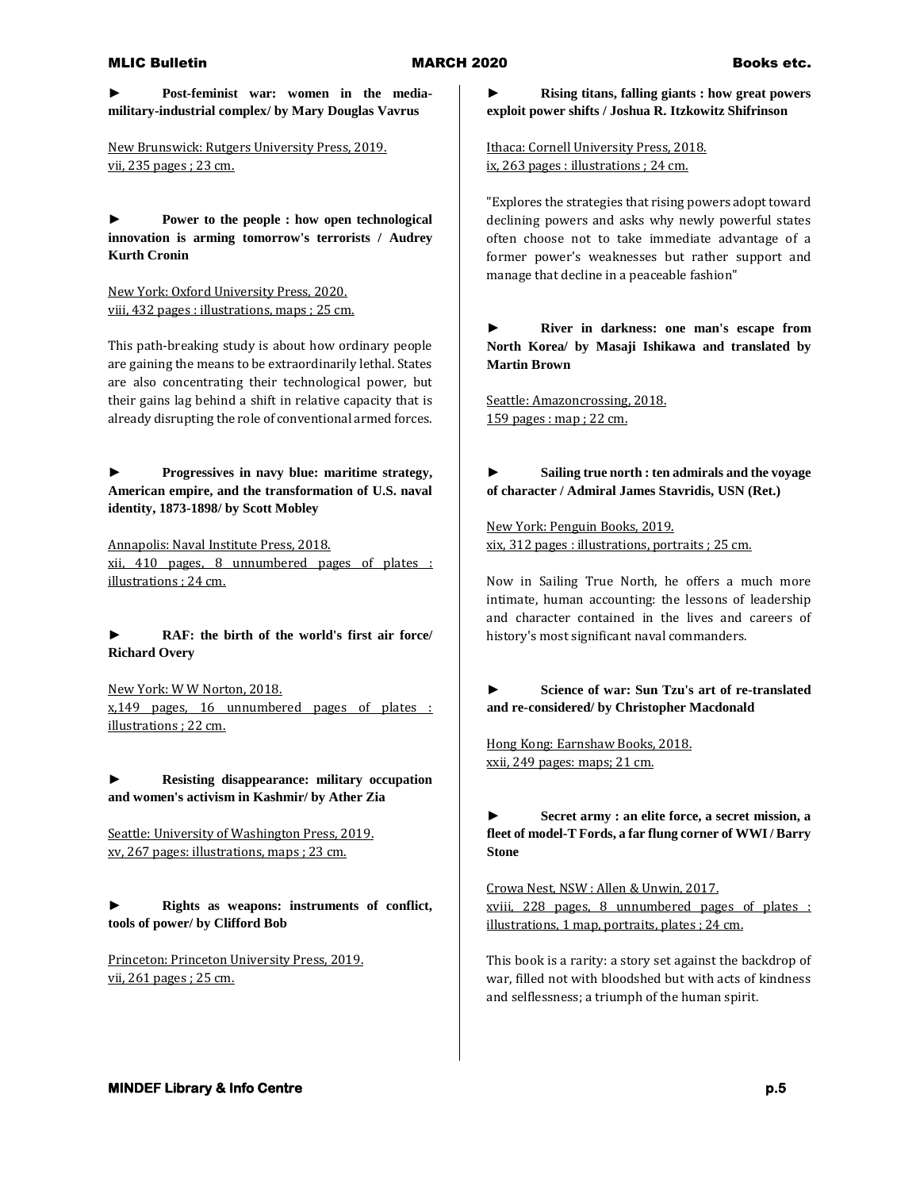► **Post-feminist war: women in the media-military-industrial complex/ by Mary Douglas Vavrus**

New Brunswick: Rutgers University Press, 2019.
vii, 235 pages ; 23 cm.

► **Power to the people : how open technological innovation is arming tomorrow's terrorists / Audrey Kurth Cronin**

New York: Oxford University Press, 2020.
viii, 432 pages : illustrations, maps ; 25 cm.

This path-breaking study is about how ordinary people are gaining the means to be extraordinarily lethal. States are also concentrating their technological power, but their gains lag behind a shift in relative capacity that is already disrupting the role of conventional armed forces.

► **Progressives in navy blue: maritime strategy, American empire, and the transformation of U.S. naval identity, 1873-1898/ by Scott Mobley**

Annapolis: Naval Institute Press, 2018.
xii, 410 pages, 8 unnumbered pages of plates : illustrations ; 24 cm.

► **RAF: the birth of the world's first air force/ Richard Overy**

New York: W W Norton, 2018.
x,149 pages, 16 unnumbered pages of plates : illustrations ; 22 cm.

► **Resisting disappearance: military occupation and women's activism in Kashmir/ by Ather Zia**

Seattle: University of Washington Press, 2019.
xv, 267 pages: illustrations, maps ; 23 cm.

► **Rights as weapons: instruments of conflict, tools of power/ by Clifford Bob**

Princeton: Princeton University Press, 2019.
vii, 261 pages ; 25 cm.

► **Rising titans, falling giants : how great powers exploit power shifts / Joshua R. Itzkowitz Shifrinson**

Ithaca: Cornell University Press, 2018.
ix, 263 pages : illustrations ; 24 cm.

"Explores the strategies that rising powers adopt toward declining powers and asks why newly powerful states often choose not to take immediate advantage of a former power's weaknesses but rather support and manage that decline in a peaceable fashion"

► **River in darkness: one man's escape from North Korea/ by Masaji Ishikawa and translated by Martin Brown**

Seattle: Amazoncrossing, 2018.
159 pages : map ; 22 cm.

► **Sailing true north : ten admirals and the voyage of character / Admiral James Stavridis, USN (Ret.)**

New York: Penguin Books, 2019.
xix, 312 pages : illustrations, portraits ; 25 cm.

Now in Sailing True North, he offers a much more intimate, human accounting: the lessons of leadership and character contained in the lives and careers of history's most significant naval commanders.

► **Science of war: Sun Tzu's art of re-translated and re-considered/ by Christopher Macdonald**

Hong Kong: Earnshaw Books, 2018.
xxii, 249 pages: maps; 21 cm.

► **Secret army : an elite force, a secret mission, a fleet of model-T Fords, a far flung corner of WWI / Barry Stone**

Crowa Nest, NSW : Allen & Unwin, 2017.
xviii, 228 pages, 8 unnumbered pages of plates : illustrations, 1 map, portraits, plates ; 24 cm.

This book is a rarity: a story set against the backdrop of war, filled not with bloodshed but with acts of kindness and selflessness; a triumph of the human spirit.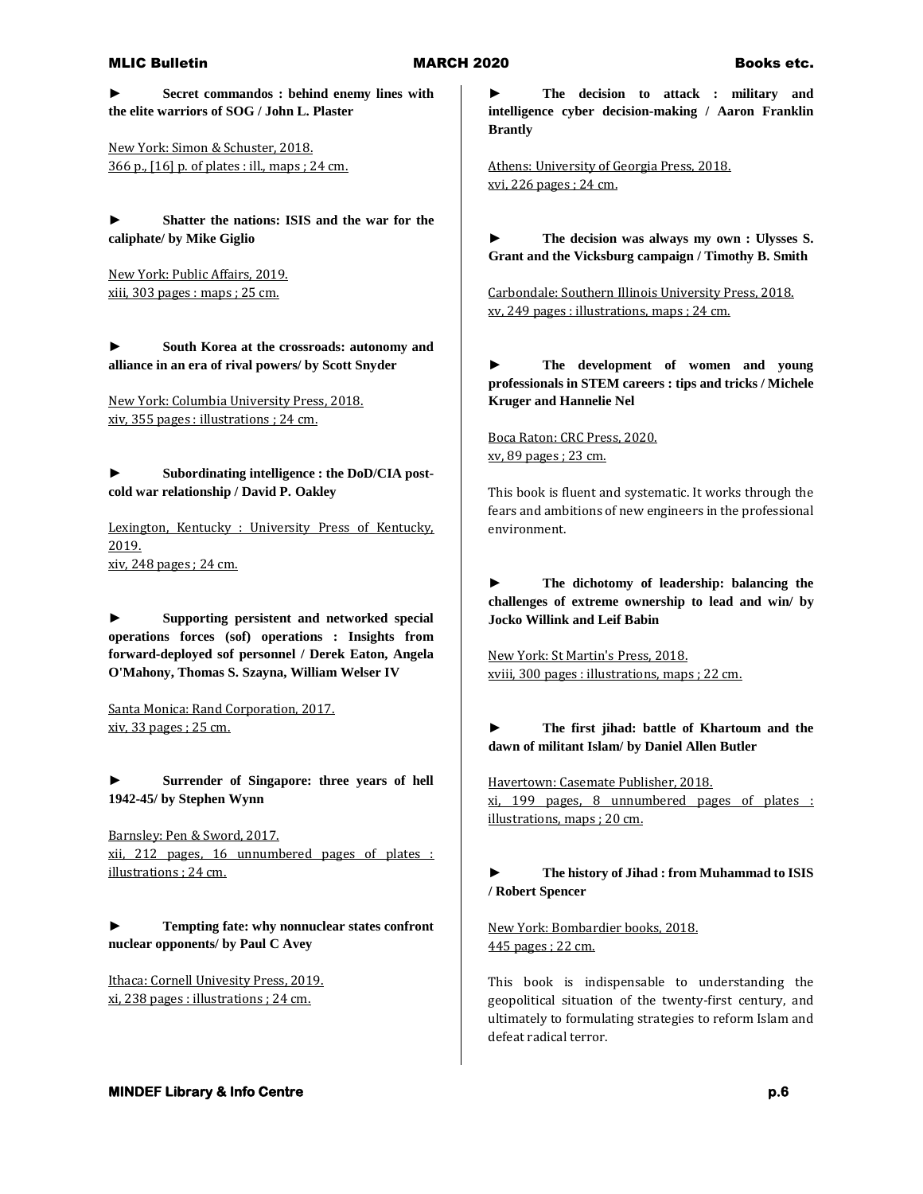► **Secret commandos : behind enemy lines with the elite warriors of SOG / John L. Plaster**

New York: Simon & Schuster, 2018.
366 p., [16] p. of plates : ill., maps ; 24 cm.

► **Shatter the nations: ISIS and the war for the caliphate/ by Mike Giglio**

New York: Public Affairs, 2019.
xiii, 303 pages : maps ; 25 cm.

► **South Korea at the crossroads: autonomy and alliance in an era of rival powers/ by Scott Snyder**

New York: Columbia University Press, 2018.
xiv, 355 pages : illustrations ; 24 cm.

► **Subordinating intelligence : the DoD/CIA post-cold war relationship / David P. Oakley**

Lexington, Kentucky : University Press of Kentucky, 2019.
xiv, 248 pages ; 24 cm.

► **Supporting persistent and networked special operations forces (sof) operations : Insights from forward-deployed sof personnel / Derek Eaton, Angela O'Mahony, Thomas S. Szayna, William Welser IV**

Santa Monica: Rand Corporation, 2017.
xiv, 33 pages ; 25 cm.

► **Surrender of Singapore: three years of hell 1942-45/ by Stephen Wynn**

Barnsley: Pen & Sword, 2017.
xii, 212 pages, 16 unnumbered pages of plates : illustrations ; 24 cm.

► **Tempting fate: why nonnuclear states confront nuclear opponents/ by Paul C Avey**

Ithaca: Cornell Univesity Press, 2019.
xi, 238 pages : illustrations ; 24 cm.

► **The decision to attack : military and intelligence cyber decision-making / Aaron Franklin Brantly**

Athens: University of Georgia Press, 2018.
xvi, 226 pages ; 24 cm.

► **The decision was always my own : Ulysses S. Grant and the Vicksburg campaign / Timothy B. Smith**

Carbondale: Southern Illinois University Press, 2018.
xv, 249 pages : illustrations, maps ; 24 cm.

► **The development of women and young professionals in STEM careers : tips and tricks / Michele Kruger and Hannelie Nel**

Boca Raton: CRC Press, 2020.
xv, 89 pages ; 23 cm.

This book is fluent and systematic. It works through the fears and ambitions of new engineers in the professional environment.

► **The dichotomy of leadership: balancing the challenges of extreme ownership to lead and win/ by Jocko Willink and Leif Babin**

New York: St Martin's Press, 2018.
xviii, 300 pages : illustrations, maps ; 22 cm.

► **The first jihad: battle of Khartoum and the dawn of militant Islam/ by Daniel Allen Butler**

Havertown: Casemate Publisher, 2018.
xi, 199 pages, 8 unnumbered pages of plates : illustrations, maps ; 20 cm.

► **The history of Jihad : from Muhammad to ISIS / Robert Spencer**

New York: Bombardier books, 2018.
445 pages ; 22 cm.

This book is indispensable to understanding the geopolitical situation of the twenty-first century, and ultimately to formulating strategies to reform Islam and defeat radical terror.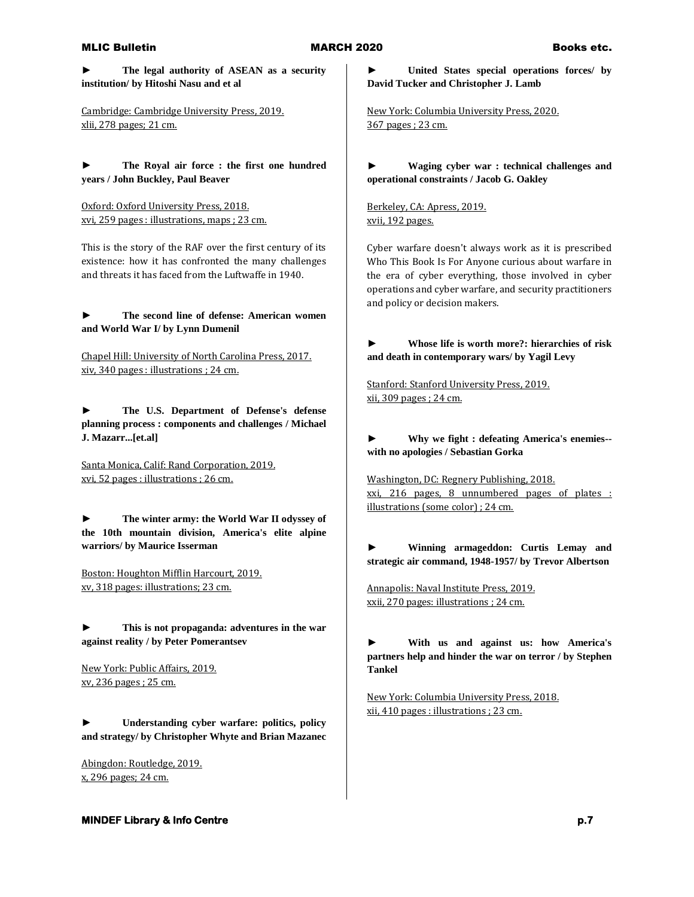► **The legal authority of ASEAN as a security institution/ by Hitoshi Nasu and et al**

Cambridge: Cambridge University Press, 2019.
xlii, 278 pages; 21 cm.

► **The Royal air force : the first one hundred years / John Buckley, Paul Beaver**

Oxford: Oxford University Press, 2018.
xvi, 259 pages : illustrations, maps ; 23 cm.

This is the story of the RAF over the first century of its existence: how it has confronted the many challenges and threats it has faced from the Luftwaffe in 1940.

► **The second line of defense: American women and World War I/ by Lynn Dumenil**

Chapel Hill: University of North Carolina Press, 2017.
xiv, 340 pages : illustrations ; 24 cm.

► **The U.S. Department of Defense's defense planning process : components and challenges / Michael J. Mazarr...[et.al]**

Santa Monica, Calif: Rand Corporation, 2019.
xvi, 52 pages : illustrations ; 26 cm.

► **The winter army: the World War II odyssey of the 10th mountain division, America's elite alpine warriors/ by Maurice Isserman**

Boston: Houghton Mifflin Harcourt, 2019.
xv, 318 pages: illustrations; 23 cm.

► **This is not propaganda: adventures in the war against reality / by Peter Pomerantsev**

New York: Public Affairs, 2019.
xv, 236 pages ; 25 cm.

► **Understanding cyber warfare: politics, policy and strategy/ by Christopher Whyte and Brian Mazanec**

Abingdon: Routledge, 2019.
x, 296 pages; 24 cm.

► **United States special operations forces/ by David Tucker and Christopher J. Lamb**

New York: Columbia University Press, 2020.
367 pages ; 23 cm.

► **Waging cyber war : technical challenges and operational constraints / Jacob G. Oakley**

Berkeley, CA: Apress, 2019.
xvii, 192 pages.

Cyber warfare doesn't always work as it is prescribed Who This Book Is For Anyone curious about warfare in the era of cyber everything, those involved in cyber operations and cyber warfare, and security practitioners and policy or decision makers.

► **Whose life is worth more?: hierarchies of risk and death in contemporary wars/ by Yagil Levy**

Stanford: Stanford University Press, 2019.
xii, 309 pages ; 24 cm.

► **Why we fight : defeating America's enemies--with no apologies / Sebastian Gorka**

Washington, DC: Regnery Publishing, 2018.
xxi, 216 pages, 8 unnumbered pages of plates : illustrations (some color) ; 24 cm.

► **Winning armageddon: Curtis Lemay and strategic air command, 1948-1957/ by Trevor Albertson**

Annapolis: Naval Institute Press, 2019.
xxii, 270 pages: illustrations ; 24 cm.

► **With us and against us: how America's partners help and hinder the war on terror / by Stephen Tankel**

New York: Columbia University Press, 2018.
xii, 410 pages : illustrations ; 23 cm.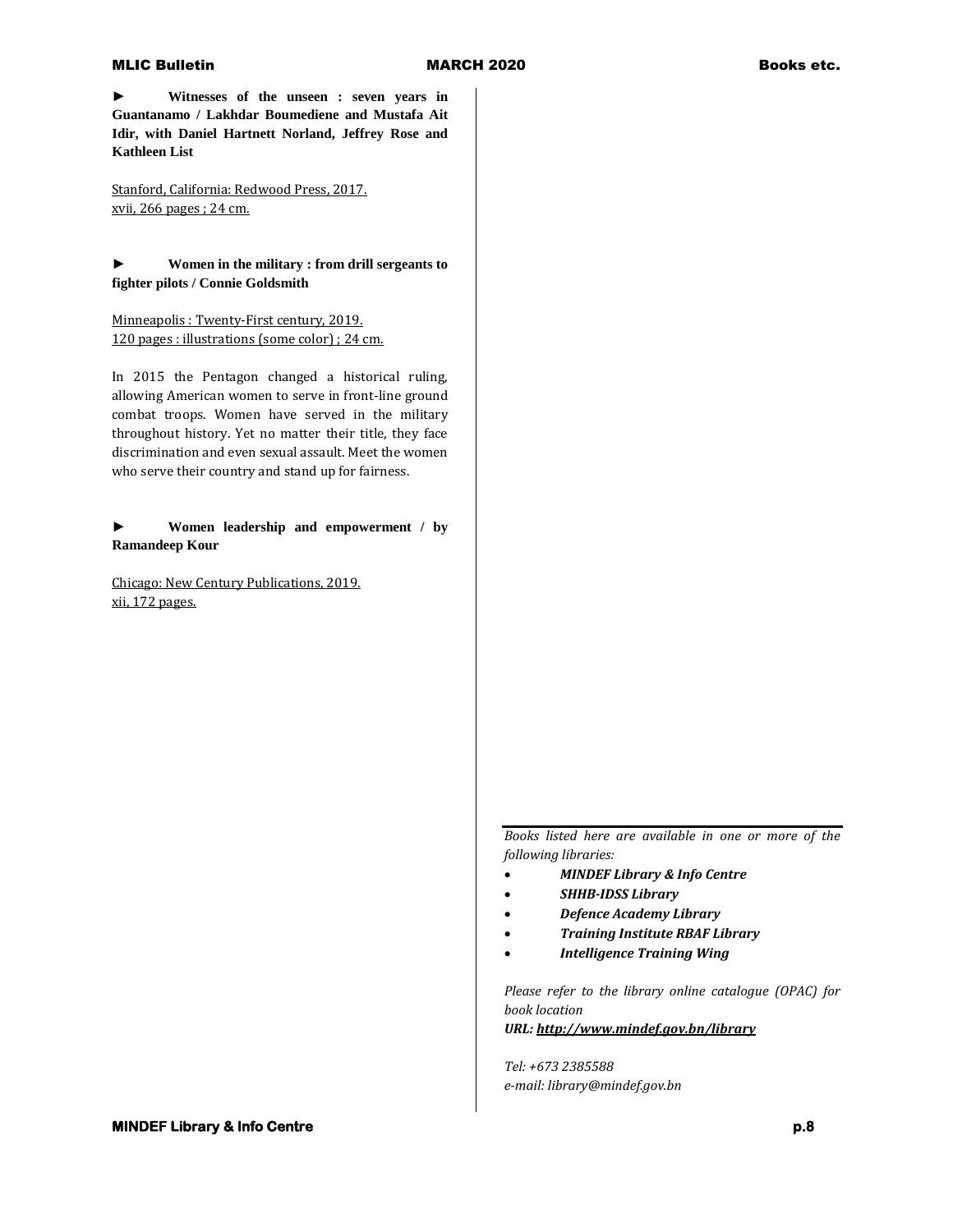► **Witnesses of the unseen : seven years in Guantanamo / Lakhdar Boumediene and Mustafa Ait Idir, with Daniel Hartnett Norland, Jeffrey Rose and Kathleen List**

Stanford, California: Redwood Press, 2017.
xvii, 266 pages ; 24 cm.

► **Women in the military : from drill sergeants to fighter pilots / Connie Goldsmith**

Minneapolis : Twenty-First century, 2019.
120 pages : illustrations (some color) ; 24 cm.

In 2015 the Pentagon changed a historical ruling, allowing American women to serve in front-line ground combat troops. Women have served in the military throughout history. Yet no matter their title, they face discrimination and even sexual assault. Meet the women who serve their country and stand up for fairness.

► **Women leadership and empowerment / by Ramandeep Kour**

Chicago: New Century Publications, 2019.
xii, 172 pages.

---

*Books listed here are available in one or more of the following libraries:*

- ***MINDEF Library & Info Centre***
- ***SHHB-IDSS Library***
- ***Defence Academy Library***
- ***Training Institute RBAF Library***
- ***Intelligence Training Wing***

*Please refer to the library online catalogue (OPAC) for book location*
***URL: http://www.mindef.gov.bn/library***

*Tel: +673 2385588*
*e-mail: library@mindef.gov.bn*